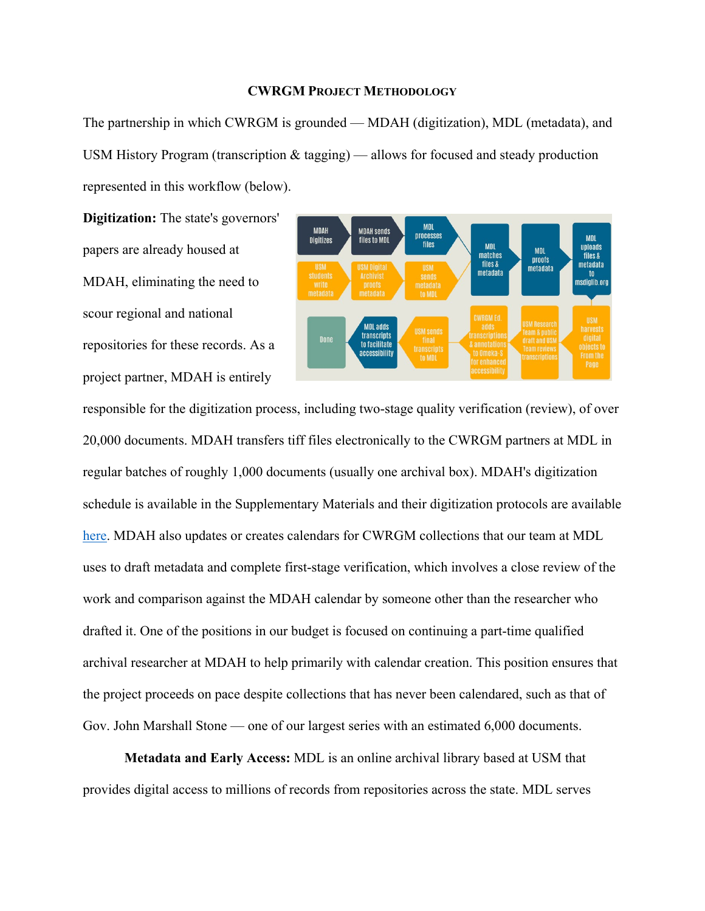# CWRGM Project Methodology

The partnership in which CWRGM is grounded — MDAH (digitization), MDL (metadata), and USM History Program (transcription & tagging) — allows for focused and steady production represented in this workflow (below).

**Digitization:** The state's governors' papers are already housed at MDAH, eliminating the need to scour regional and national repositories for these records. As a project partner, MDAH is entirely responsible for the digitization process, including two-stage quality verification (review), of over 20,000 documents. MDAH transfers tiff files electronically to the CWRGM partners at MDL in regular batches of roughly 1,000 documents (usually one archival box). MDAH's digitization schedule is available in the Supplementary Materials and their digitization protocols are available here. MDAH also updates or creates calendars for CWRGM collections that our team at MDL uses to draft metadata and complete first-stage verification, which involves a close review of the work and comparison against the MDAH calendar by someone other than the researcher who drafted it. One of the positions in our budget is focused on continuing a part-time qualified archival researcher at MDAH to help primarily with calendar creation. This position ensures that the project proceeds on pace despite collections that has never been calendared, such as that of Gov. John Marshall Stone — one of our largest series with an estimated 6,000 documents.

**Metadata and Early Access:** MDL is an online archival library based at USM that provides digital access to millions of records from repositories across the state. MDL serves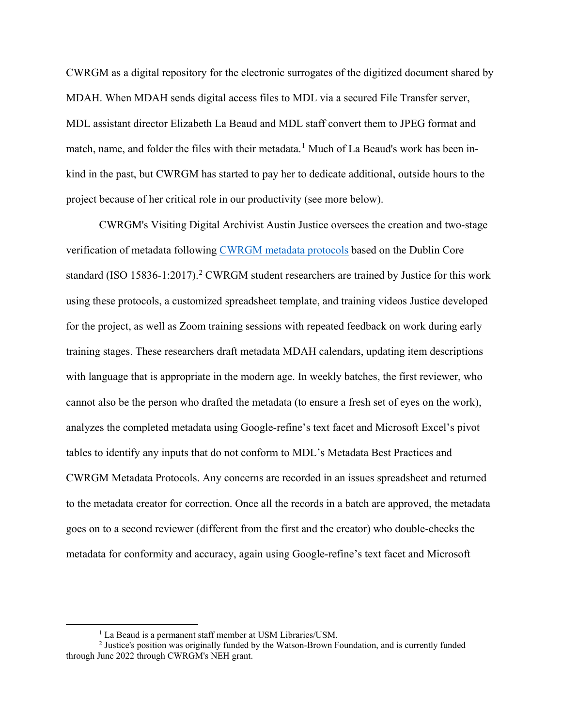CWRGM as a digital repository for the electronic surrogates of the digitized document shared by MDAH. When MDAH sends digital access files to MDL via a secured File Transfer server, MDL assistant director Elizabeth La Beaud and MDL staff convert them to JPEG format and match, name, and folder the files with their metadata.[1] Much of La Beaud's work has been in-kind in the past, but CWRGM has started to pay her to dedicate additional, outside hours to the project because of her critical role in our productivity (see more below).

CWRGM's Visiting Digital Archivist Austin Justice oversees the creation and two-stage verification of metadata following [CWRGM metadata protocols]() based on the Dublin Core standard (ISO 15836-1:2017).[2] CWRGM student researchers are trained by Justice for this work using these protocols, a customized spreadsheet template, and training videos Justice developed for the project, as well as Zoom training sessions with repeated feedback on work during early training stages. These researchers draft metadata MDAH calendars, updating item descriptions with language that is appropriate in the modern age. In weekly batches, the first reviewer, who cannot also be the person who drafted the metadata (to ensure a fresh set of eyes on the work), analyzes the completed metadata using Google-refine's text facet and Microsoft Excel's pivot tables to identify any inputs that do not conform to MDL's Metadata Best Practices and CWRGM Metadata Protocols. Any concerns are recorded in an issues spreadsheet and returned to the metadata creator for correction. Once all the records in a batch are approved, the metadata goes on to a second reviewer (different from the first and the creator) who double-checks the metadata for conformity and accuracy, again using Google-refine's text facet and Microsoft

---

[1] La Beaud is a permanent staff member at USM Libraries/USM.

[2] Justice's position was originally funded by the Watson-Brown Foundation, and is currently funded through June 2022 through CWRGM's NEH grant.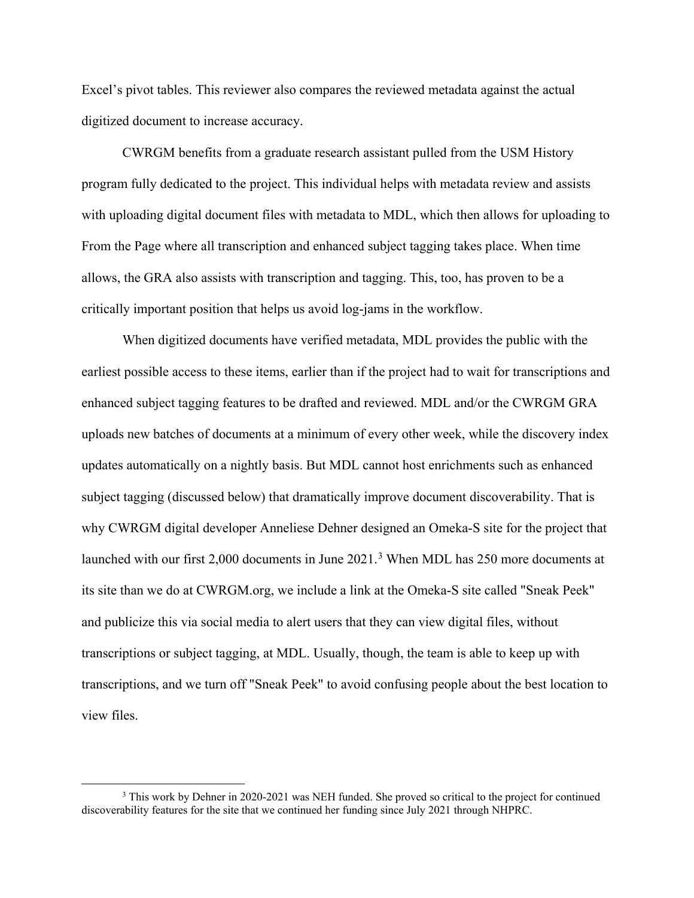Excel's pivot tables. This reviewer also compares the reviewed metadata against the actual digitized document to increase accuracy.

CWRGM benefits from a graduate research assistant pulled from the USM History program fully dedicated to the project. This individual helps with metadata review and assists with uploading digital document files with metadata to MDL, which then allows for uploading to From the Page where all transcription and enhanced subject tagging takes place. When time allows, the GRA also assists with transcription and tagging. This, too, has proven to be a critically important position that helps us avoid log-jams in the workflow.

When digitized documents have verified metadata, MDL provides the public with the earliest possible access to these items, earlier than if the project had to wait for transcriptions and enhanced subject tagging features to be drafted and reviewed. MDL and/or the CWRGM GRA uploads new batches of documents at a minimum of every other week, while the discovery index updates automatically on a nightly basis. But MDL cannot host enrichments such as enhanced subject tagging (discussed below) that dramatically improve document discoverability. That is why CWRGM digital developer Anneliese Dehner designed an Omeka-S site for the project that launched with our first 2,000 documents in June 2021.[3] When MDL has 250 more documents at its site than we do at CWRGM.org, we include a link at the Omeka-S site called "Sneak Peek" and publicize this via social media to alert users that they can view digital files, without transcriptions or subject tagging, at MDL. Usually, though, the team is able to keep up with transcriptions, and we turn off "Sneak Peek" to avoid confusing people about the best location to view files.

[3] This work by Dehner in 2020-2021 was NEH funded. She proved so critical to the project for continued discoverability features for the site that we continued her funding since July 2021 through NHPRC.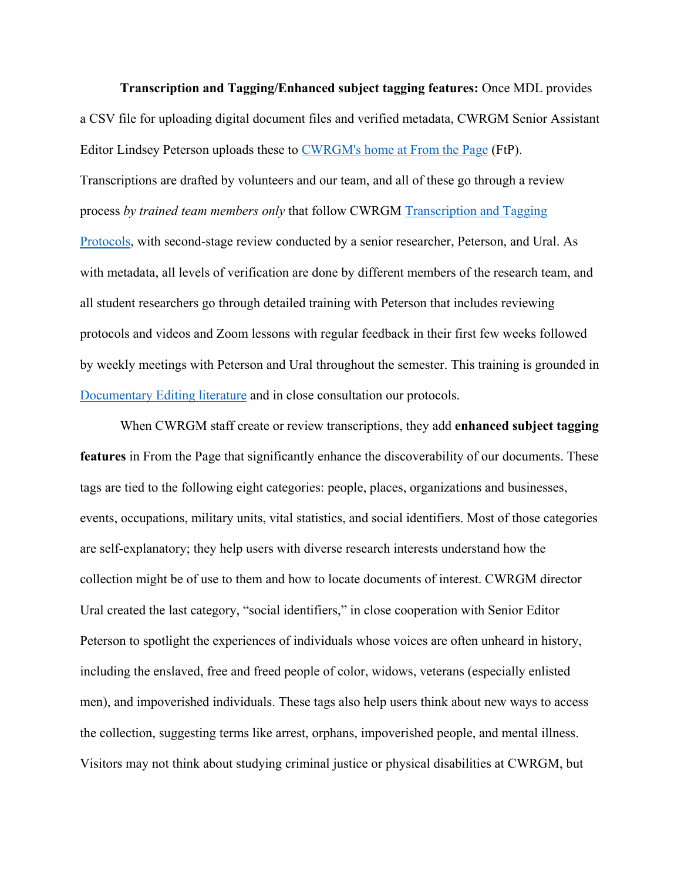**Transcription and Tagging/Enhanced subject tagging features:** Once MDL provides a CSV file for uploading digital document files and verified metadata, CWRGM Senior Assistant Editor Lindsey Peterson uploads these to CWRGM's home at From the Page (FtP). Transcriptions are drafted by volunteers and our team, and all of these go through a review process *by trained team members only* that follow CWRGM Transcription and Tagging Protocols, with second-stage review conducted by a senior researcher, Peterson, and Ural. As with metadata, all levels of verification are done by different members of the research team, and all student researchers go through detailed training with Peterson that includes reviewing protocols and videos and Zoom lessons with regular feedback in their first few weeks followed by weekly meetings with Peterson and Ural throughout the semester. This training is grounded in Documentary Editing literature and in close consultation our protocols.

When CWRGM staff create or review transcriptions, they add **enhanced subject tagging features** in From the Page that significantly enhance the discoverability of our documents. These tags are tied to the following eight categories: people, places, organizations and businesses, events, occupations, military units, vital statistics, and social identifiers. Most of those categories are self-explanatory; they help users with diverse research interests understand how the collection might be of use to them and how to locate documents of interest. CWRGM director Ural created the last category, "social identifiers," in close cooperation with Senior Editor Peterson to spotlight the experiences of individuals whose voices are often unheard in history, including the enslaved, free and freed people of color, widows, veterans (especially enlisted men), and impoverished individuals. These tags also help users think about new ways to access the collection, suggesting terms like arrest, orphans, impoverished people, and mental illness. Visitors may not think about studying criminal justice or physical disabilities at CWRGM, but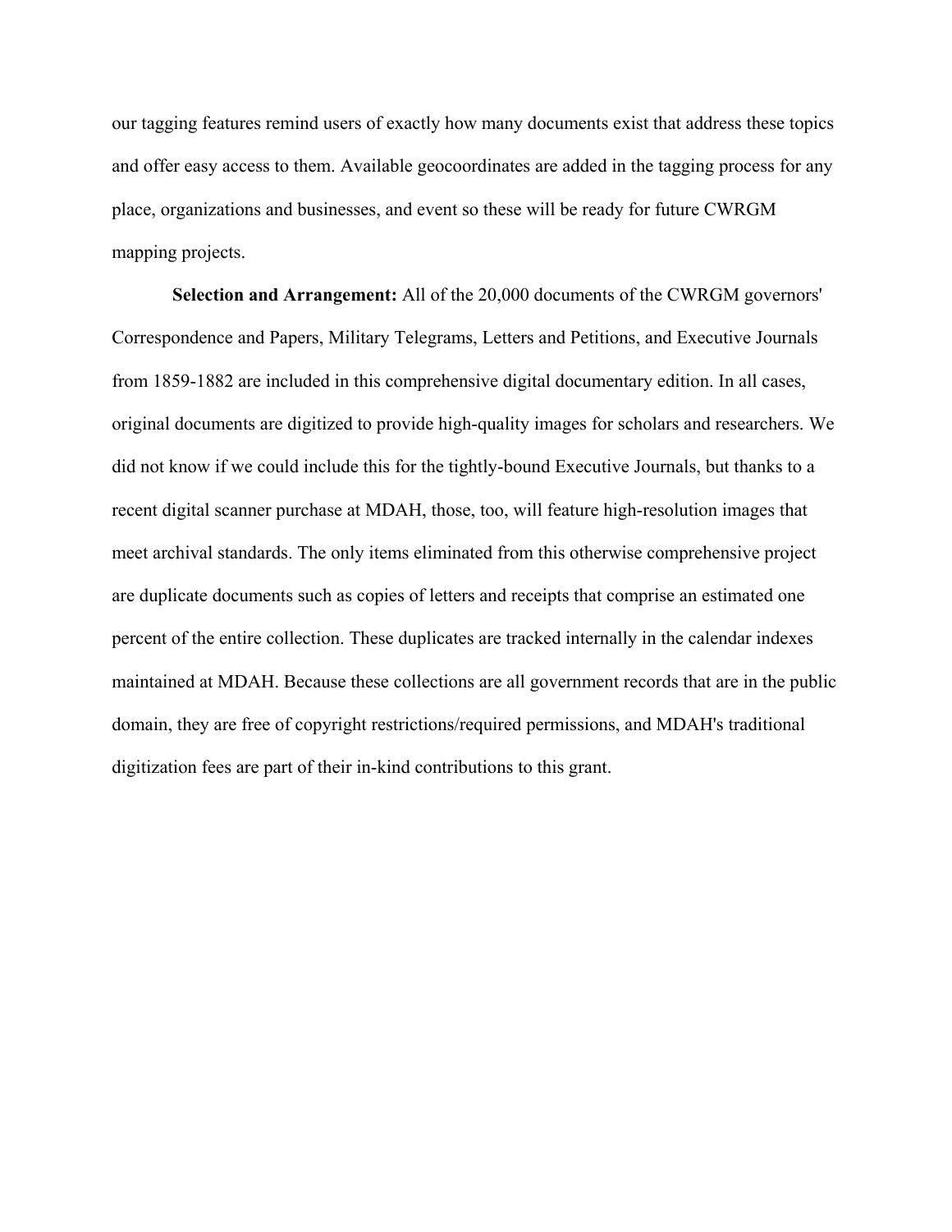our tagging features remind users of exactly how many documents exist that address these topics and offer easy access to them. Available geocoordinates are added in the tagging process for any place, organizations and businesses, and event so these will be ready for future CWRGM mapping projects.

**Selection and Arrangement:** All of the 20,000 documents of the CWRGM governors' Correspondence and Papers, Military Telegrams, Letters and Petitions, and Executive Journals from 1859-1882 are included in this comprehensive digital documentary edition. In all cases, original documents are digitized to provide high-quality images for scholars and researchers. We did not know if we could include this for the tightly-bound Executive Journals, but thanks to a recent digital scanner purchase at MDAH, those, too, will feature high-resolution images that meet archival standards. The only items eliminated from this otherwise comprehensive project are duplicate documents such as copies of letters and receipts that comprise an estimated one percent of the entire collection. These duplicates are tracked internally in the calendar indexes maintained at MDAH. Because these collections are all government records that are in the public domain, they are free of copyright restrictions/required permissions, and MDAH's traditional digitization fees are part of their in-kind contributions to this grant.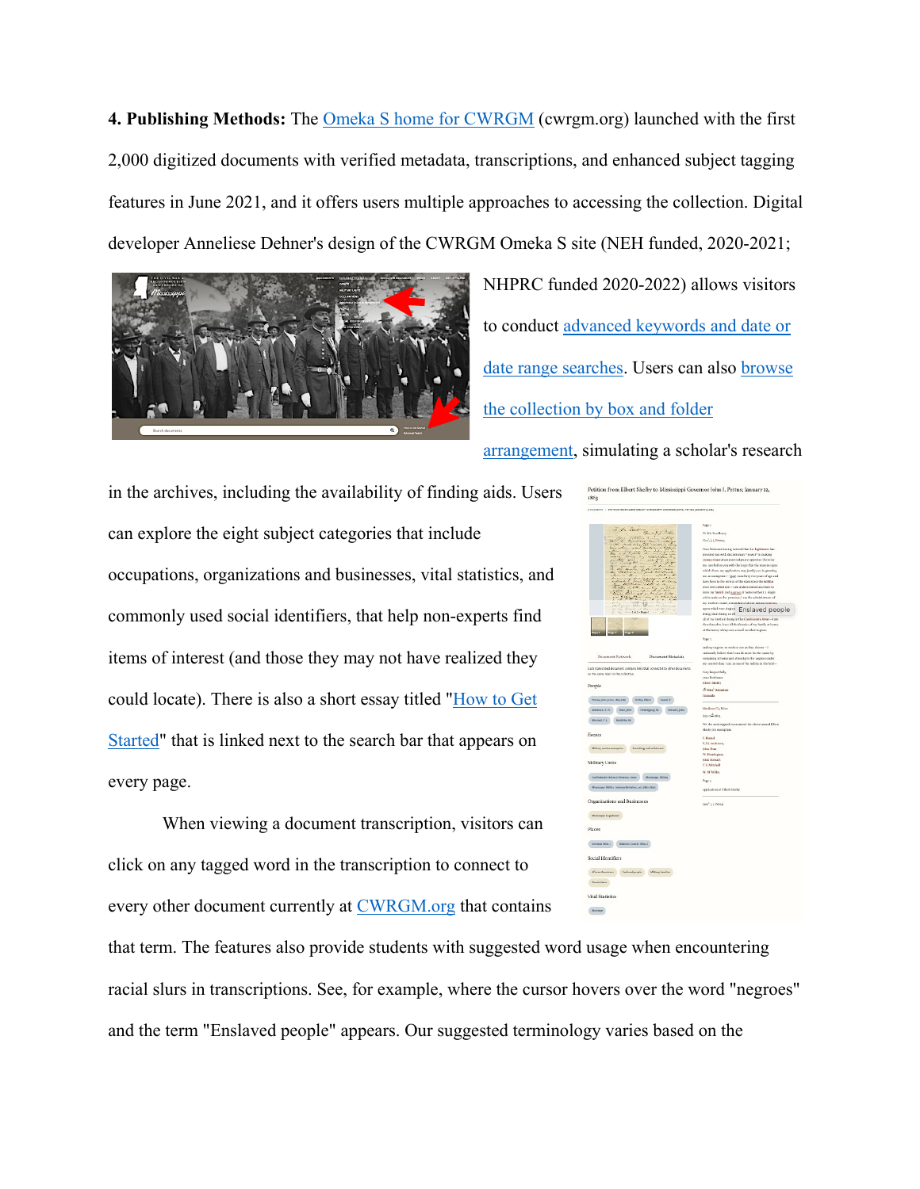**4. Publishing Methods:** The Omeka S home for CWRGM (cwrgm.org) launched with the first 2,000 digitized documents with verified metadata, transcriptions, and enhanced subject tagging features in June 2021, and it offers users multiple approaches to accessing the collection. Digital developer Anneliese Dehner's design of the CWRGM Omeka S site (NEH funded, 2020-2021; NHPRC funded 2020-2022) allows visitors to conduct advanced keywords and date or date range searches. Users can also browse the collection by box and folder arrangement, simulating a scholar's research in the archives, including the availability of finding aids. Users can explore the eight subject categories that include occupations, organizations and businesses, vital statistics, and commonly used social identifiers, that help non-experts find items of interest (and those they may not have realized they could locate). There is also a short essay titled "How to Get Started" that is linked next to the search bar that appears on every page.

When viewing a document transcription, visitors can click on any tagged word in the transcription to connect to every other document currently at CWRGM.org that contains that term. The features also provide students with suggested word usage when encountering racial slurs in transcriptions. See, for example, where the cursor hovers over the word "negroes" and the term "Enslaved people" appears. Our suggested terminology varies based on the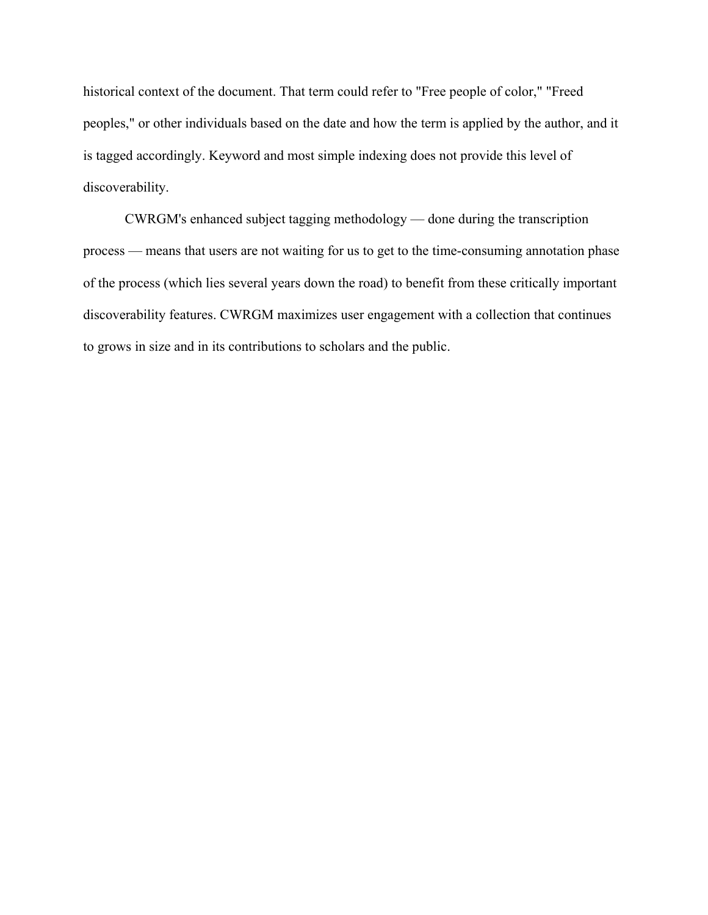historical context of the document. That term could refer to "Free people of color," "Freed peoples," or other individuals based on the date and how the term is applied by the author, and it is tagged accordingly. Keyword and most simple indexing does not provide this level of discoverability.

CWRGM's enhanced subject tagging methodology — done during the transcription process — means that users are not waiting for us to get to the time-consuming annotation phase of the process (which lies several years down the road) to benefit from these critically important discoverability features. CWRGM maximizes user engagement with a collection that continues to grows in size and in its contributions to scholars and the public.